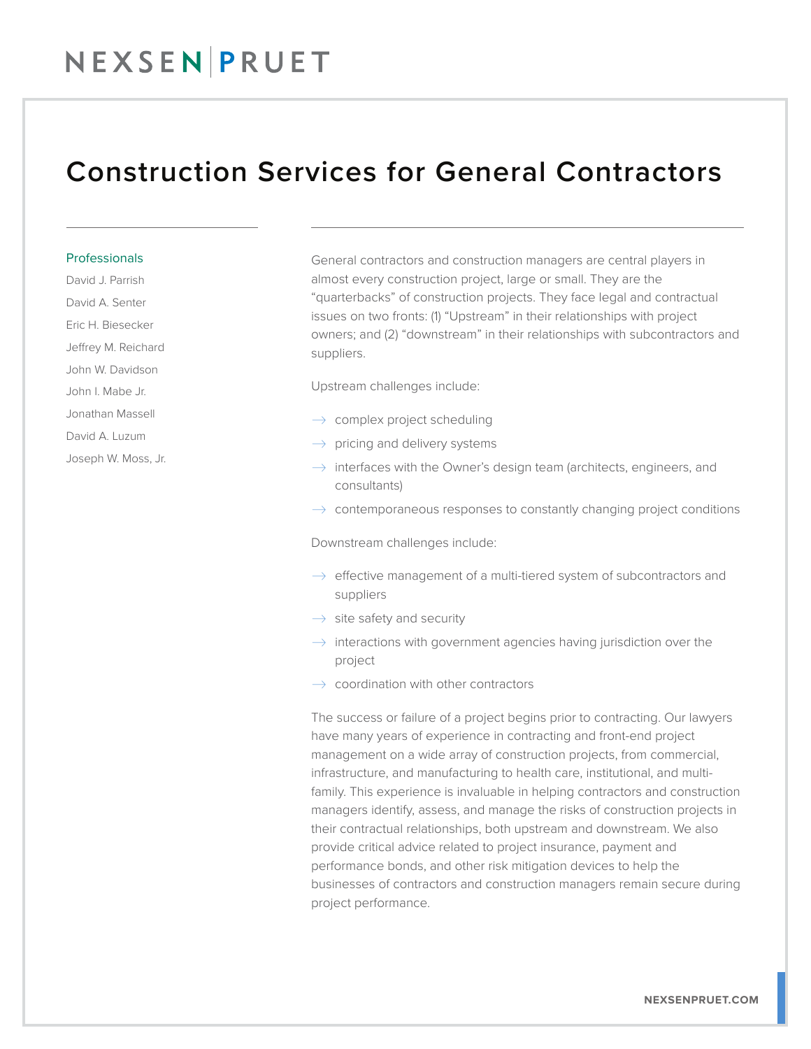# Construction Services for General Contractors

## Professionals

David J. Parrish

David A. Senter

Eric H. Biesecker

Jeffrey M. Reichard

John W. Davidson

John I. Mabe Jr.

Jonathan Massell

David A. Luzum

Joseph W. Moss, Jr.

General contractors and construction managers are central players in almost every construction project, large or small. They are the "quarterbacks" of construction projects. They face legal and contractual issues on two fronts: (1) "Upstream" in their relationships with project owners; and (2) "downstream" in their relationships with subcontractors and suppliers.

Upstream challenges include:

- complex project scheduling
- pricing and delivery systems
- interfaces with the Owner's design team (architects, engineers, and consultants)
- contemporaneous responses to constantly changing project conditions

Downstream challenges include:

- effective management of a multi-tiered system of subcontractors and suppliers
- site safety and security
- interactions with government agencies having jurisdiction over the project
- coordination with other contractors

The success or failure of a project begins prior to contracting. Our lawyers have many years of experience in contracting and front-end project management on a wide array of construction projects, from commercial, infrastructure, and manufacturing to health care, institutional, and multi-family. This experience is invaluable in helping contractors and construction managers identify, assess, and manage the risks of construction projects in their contractual relationships, both upstream and downstream. We also provide critical advice related to project insurance, payment and performance bonds, and other risk mitigation devices to help the businesses of contractors and construction managers remain secure during project performance.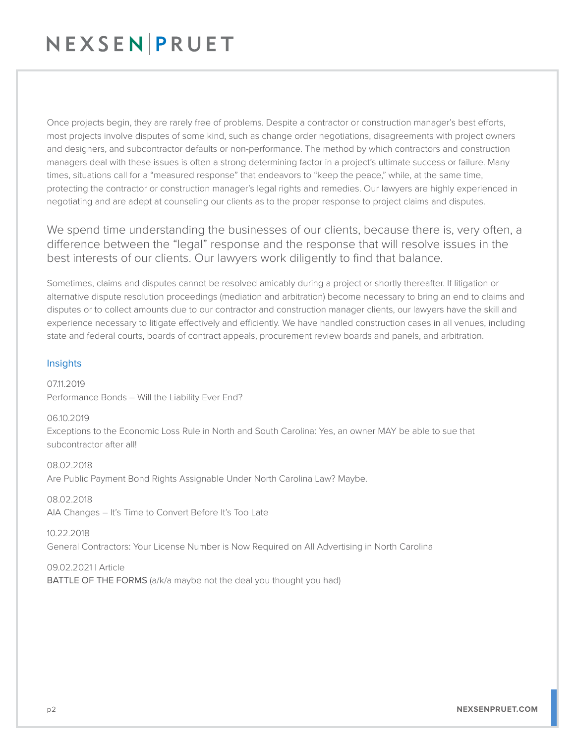Once projects begin, they are rarely free of problems. Despite a contractor or construction manager's best efforts, most projects involve disputes of some kind, such as change order negotiations, disagreements with project owners and designers, and subcontractor defaults or non-performance. The method by which contractors and construction managers deal with these issues is often a strong determining factor in a project's ultimate success or failure. Many times, situations call for a "measured response" that endeavors to "keep the peace," while, at the same time, protecting the contractor or construction manager's legal rights and remedies. Our lawyers are highly experienced in negotiating and are adept at counseling our clients as to the proper response to project claims and disputes.

We spend time understanding the businesses of our clients, because there is, very often, a difference between the "legal" response and the response that will resolve issues in the best interests of our clients. Our lawyers work diligently to find that balance.

Sometimes, claims and disputes cannot be resolved amicably during a project or shortly thereafter. If litigation or alternative dispute resolution proceedings (mediation and arbitration) become necessary to bring an end to claims and disputes or to collect amounts due to our contractor and construction manager clients, our lawyers have the skill and experience necessary to litigate effectively and efficiently. We have handled construction cases in all venues, including state and federal courts, boards of contract appeals, procurement review boards and panels, and arbitration.

## Insights

07.11.2019
Performance Bonds – Will the Liability Ever End?

06.10.2019
Exceptions to the Economic Loss Rule in North and South Carolina: Yes, an owner MAY be able to sue that subcontractor after all!

08.02.2018
Are Public Payment Bond Rights Assignable Under North Carolina Law? Maybe.

08.02.2018
AIA Changes – It's Time to Convert Before It's Too Late

10.22.2018
General Contractors: Your License Number is Now Required on All Advertising in North Carolina

09.02.2021 | Article
BATTLE OF THE FORMS (a/k/a maybe not the deal you thought you had)